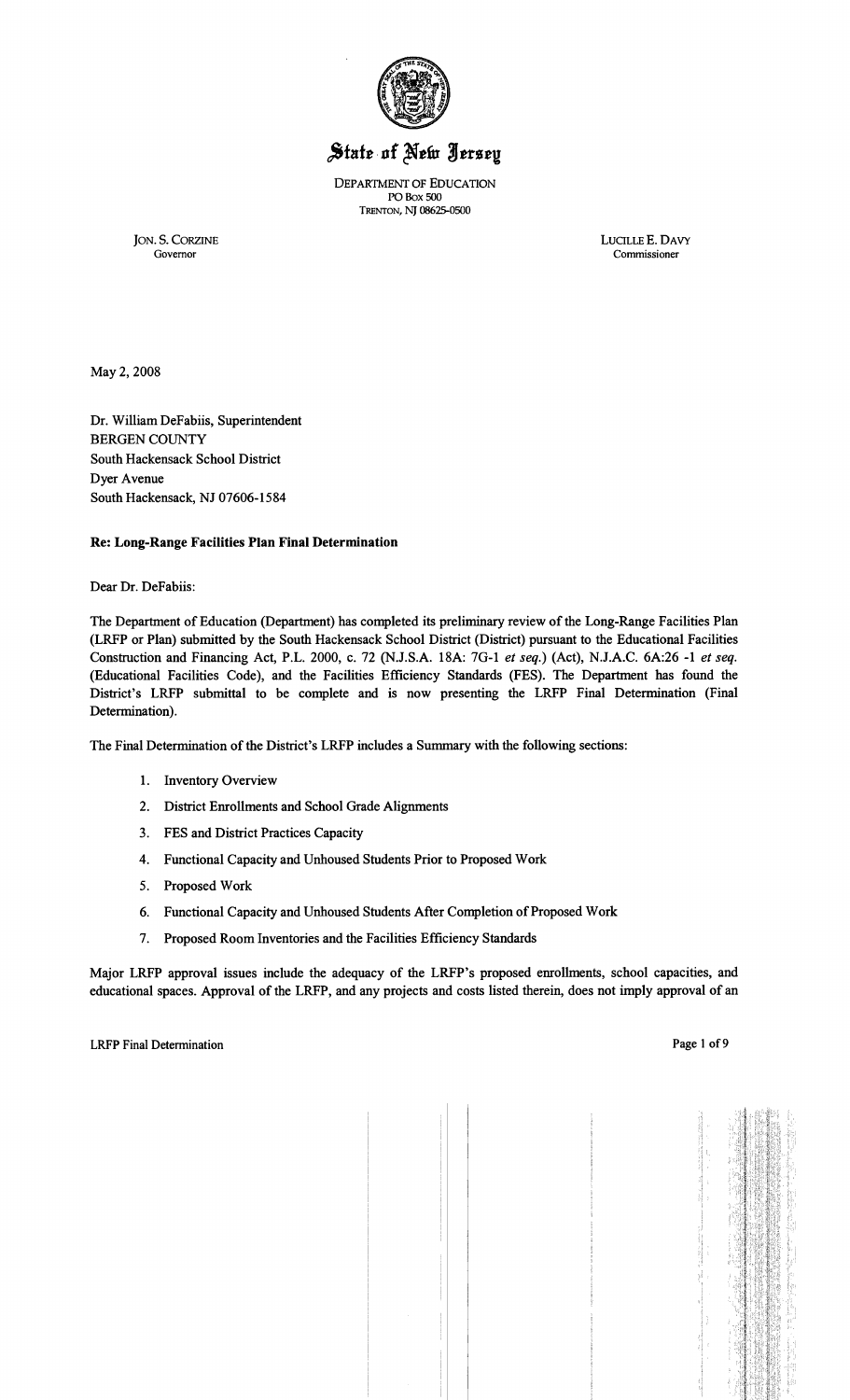# State of New Jersey

DEPARTMENT OF EDUCATION
PO Box 500
TRENTON, NJ 08625-0500

JON. S. CORZINE
Governor

LUCILLE E. DAVY
Commissioner

May 2, 2008

Dr. William DeFabiis, Superintendent
BERGEN COUNTY
South Hackensack School District
Dyer Avenue
South Hackensack, NJ 07606-1584

**Re: Long-Range Facilities Plan Final Determination**

Dear Dr. DeFabiis:

The Department of Education (Department) has completed its preliminary review of the Long-Range Facilities Plan (LRFP or Plan) submitted by the South Hackensack School District (District) pursuant to the Educational Facilities Construction and Financing Act, P.L. 2000, c. 72 (N.J.S.A. 18A: 7G-1 *et seq.*) (Act), N.J.A.C. 6A:26 -1 *et seq.* (Educational Facilities Code), and the Facilities Efficiency Standards (FES). The Department has found the District's LRFP submittal to be complete and is now presenting the LRFP Final Determination (Final Determination).

The Final Determination of the District's LRFP includes a Summary with the following sections:

1. Inventory Overview
2. District Enrollments and School Grade Alignments
3. FES and District Practices Capacity
4. Functional Capacity and Unhoused Students Prior to Proposed Work
5. Proposed Work
6. Functional Capacity and Unhoused Students After Completion of Proposed Work
7. Proposed Room Inventories and the Facilities Efficiency Standards

Major LRFP approval issues include the adequacy of the LRFP's proposed enrollments, school capacities, and educational spaces. Approval of the LRFP, and any projects and costs listed therein, does not imply approval of an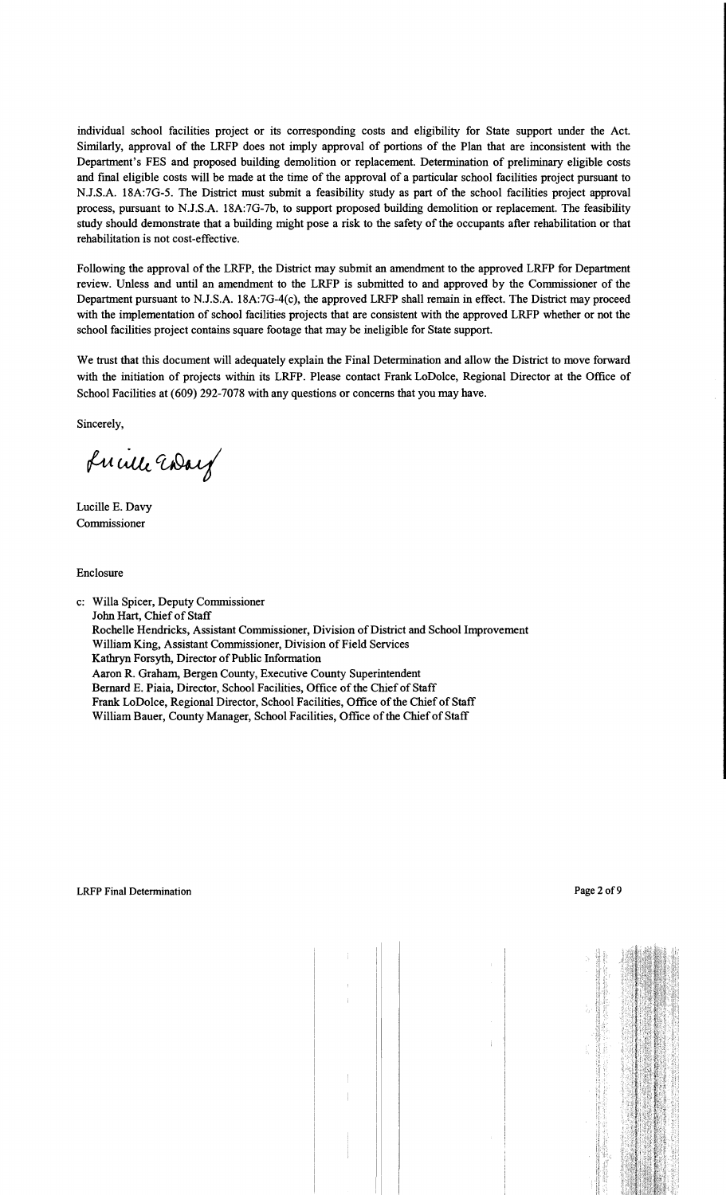individual school facilities project or its corresponding costs and eligibility for State support under the Act. Similarly, approval of the LRFP does not imply approval of portions of the Plan that are inconsistent with the Department's FES and proposed building demolition or replacement. Determination of preliminary eligible costs and final eligible costs will be made at the time of the approval of a particular school facilities project pursuant to N.J.S.A. 18A:7G-5. The District must submit a feasibility study as part of the school facilities project approval process, pursuant to N.J.S.A. 18A:7G-7b, to support proposed building demolition or replacement. The feasibility study should demonstrate that a building might pose a risk to the safety of the occupants after rehabilitation or that rehabilitation is not cost-effective.

Following the approval of the LRFP, the District may submit an amendment to the approved LRFP for Department review. Unless and until an amendment to the LRFP is submitted to and approved by the Commissioner of the Department pursuant to N.J.S.A. 18A:7G-4(c), the approved LRFP shall remain in effect. The District may proceed with the implementation of school facilities projects that are consistent with the approved LRFP whether or not the school facilities project contains square footage that may be ineligible for State support.

We trust that this document will adequately explain the Final Determination and allow the District to move forward with the initiation of projects within its LRFP. Please contact Frank LoDolce, Regional Director at the Office of School Facilities at (609) 292-7078 with any questions or concerns that you may have.

Sincerely,

Lucille E. Davy
Commissioner

Enclosure

c: Willa Spicer, Deputy Commissioner
John Hart, Chief of Staff
Rochelle Hendricks, Assistant Commissioner, Division of District and School Improvement
William King, Assistant Commissioner, Division of Field Services
Kathryn Forsyth, Director of Public Information
Aaron R. Graham, Bergen County, Executive County Superintendent
Bernard E. Piaia, Director, School Facilities, Office of the Chief of Staff
Frank LoDolce, Regional Director, School Facilities, Office of the Chief of Staff
William Bauer, County Manager, School Facilities, Office of the Chief of Staff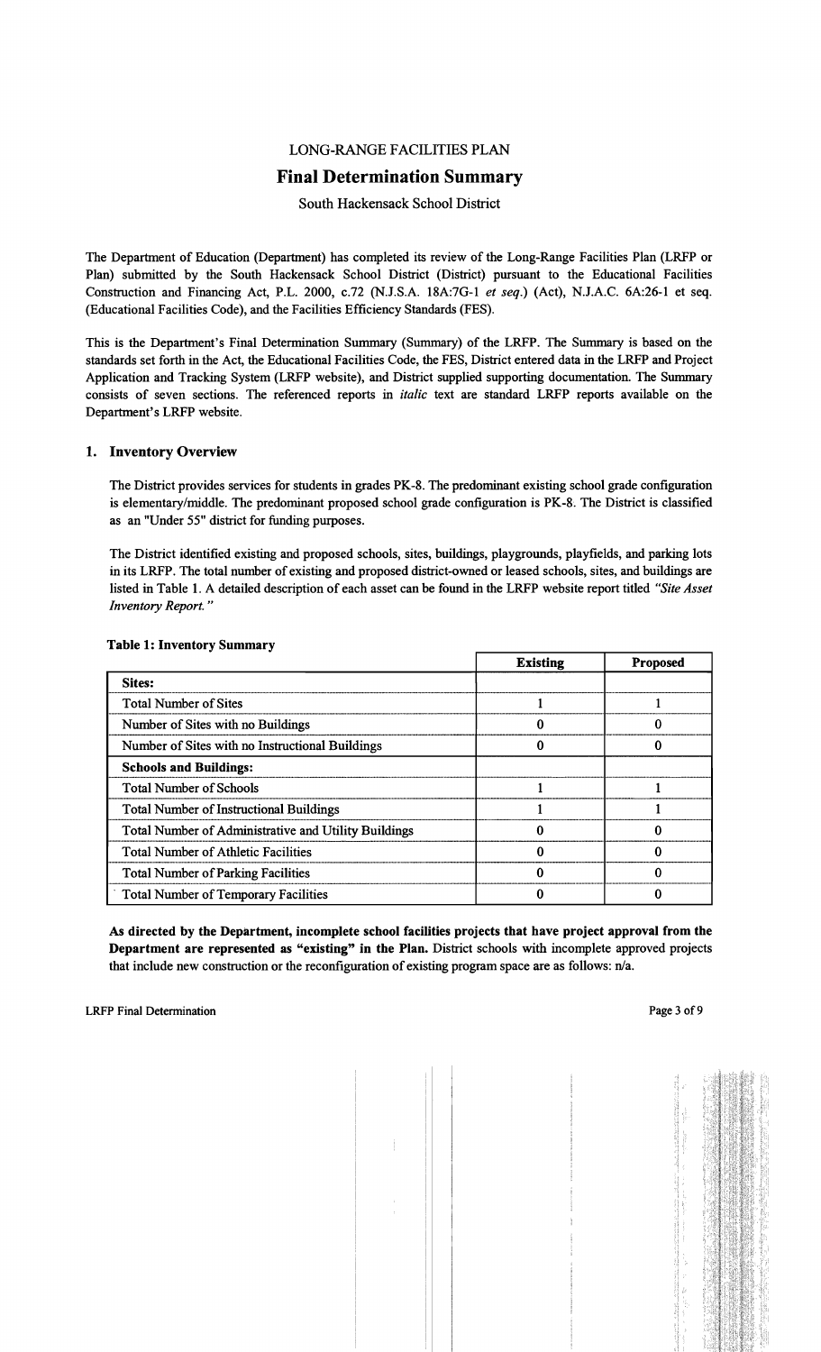LONG-RANGE FACILITIES PLAN

## Final Determination Summary

South Hackensack School District

The Department of Education (Department) has completed its review of the Long-Range Facilities Plan (LRFP or Plan) submitted by the South Hackensack School District (District) pursuant to the Educational Facilities Construction and Financing Act, P.L. 2000, c.72 (N.J.S.A. 18A:7G-1 *et seq.*) (Act), N.J.A.C. 6A:26-1 et seq. (Educational Facilities Code), and the Facilities Efficiency Standards (FES).

This is the Department's Final Determination Summary (Summary) of the LRFP. The Summary is based on the standards set forth in the Act, the Educational Facilities Code, the FES, District entered data in the LRFP and Project Application and Tracking System (LRFP website), and District supplied supporting documentation. The Summary consists of seven sections. The referenced reports in *italic* text are standard LRFP reports available on the Department's LRFP website.

### 1. Inventory Overview

The District provides services for students in grades PK-8. The predominant existing school grade configuration is elementary/middle. The predominant proposed school grade configuration is PK-8. The District is classified as an "Under 55" district for funding purposes.

The District identified existing and proposed schools, sites, buildings, playgrounds, playfields, and parking lots in its LRFP. The total number of existing and proposed district-owned or leased schools, sites, and buildings are listed in Table 1. A detailed description of each asset can be found in the LRFP website report titled *"Site Asset Inventory Report."*

**Table 1: Inventory Summary**

| | Existing | Proposed |
|---|---|---|
| **Sites:** | | |
| Total Number of Sites | 1 | 1 |
| Number of Sites with no Buildings | 0 | 0 |
| Number of Sites with no Instructional Buildings | 0 | 0 |
| **Schools and Buildings:** | | |
| Total Number of Schools | 1 | 1 |
| Total Number of Instructional Buildings | 1 | 1 |
| Total Number of Administrative and Utility Buildings | 0 | 0 |
| Total Number of Athletic Facilities | 0 | 0 |
| Total Number of Parking Facilities | 0 | 0 |
| Total Number of Temporary Facilities | 0 | 0 |

**As directed by the Department, incomplete school facilities projects that have project approval from the Department are represented as "existing" in the Plan.** District schools with incomplete approved projects that include new construction or the reconfiguration of existing program space are as follows: n/a.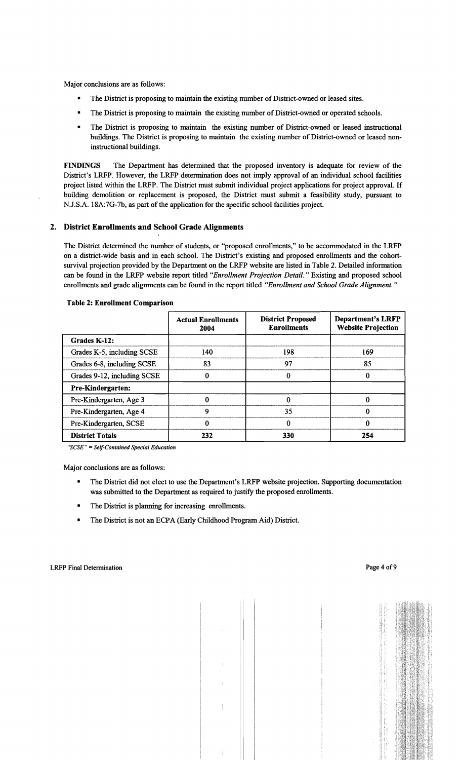Major conclusions are as follows:

- The District is proposing to maintain the existing number of District-owned or leased sites.
- The District is proposing to maintain the existing number of District-owned or operated schools.
- The District is proposing to maintain the existing number of District-owned or leased instructional buildings. The District is proposing to maintain the existing number of District-owned or leased non-instructional buildings.

**FINDINGS** The Department has determined that the proposed inventory is adequate for review of the District's LRFP. However, the LRFP determination does not imply approval of an individual school facilities project listed within the LRFP. The District must submit individual project applications for project approval. If building demolition or replacement is proposed, the District must submit a feasibility study, pursuant to N.J.S.A. 18A:7G-7b, as part of the application for the specific school facilities project.

## 2. District Enrollments and School Grade Alignments

The District determined the number of students, or "proposed enrollments," to be accommodated in the LRFP on a district-wide basis and in each school. The District's existing and proposed enrollments and the cohort-survival projection provided by the Department on the LRFP website are listed in Table 2. Detailed information can be found in the LRFP website report titled *"Enrollment Projection Detail."* Existing and proposed school enrollments and grade alignments can be found in the report titled *"Enrollment and School Grade Alignment."*

**Table 2: Enrollment Comparison**

| | Actual Enrollments 2004 | District Proposed Enrollments | Department's LRFP Website Projection |
|---|---|---|---|
| **Grades K-12:** | | | |
| Grades K-5, including SCSE | 140 | 198 | 169 |
| Grades 6-8, including SCSE | 83 | 97 | 85 |
| Grades 9-12, including SCSE | 0 | 0 | 0 |
| **Pre-Kindergarten:** | | | |
| Pre-Kindergarten, Age 3 | 0 | 0 | 0 |
| Pre-Kindergarten, Age 4 | 9 | 35 | 0 |
| Pre-Kindergarten, SCSE | 0 | 0 | 0 |
| **District Totals** | **232** | **330** | **254** |

*"SCSE" = Self-Contained Special Education*

Major conclusions are as follows:

- The District did not elect to use the Department's LRFP website projection. Supporting documentation was submitted to the Department as required to justify the proposed enrollments.
- The District is planning for increasing enrollments.
- The District is not an ECPA (Early Childhood Program Aid) District.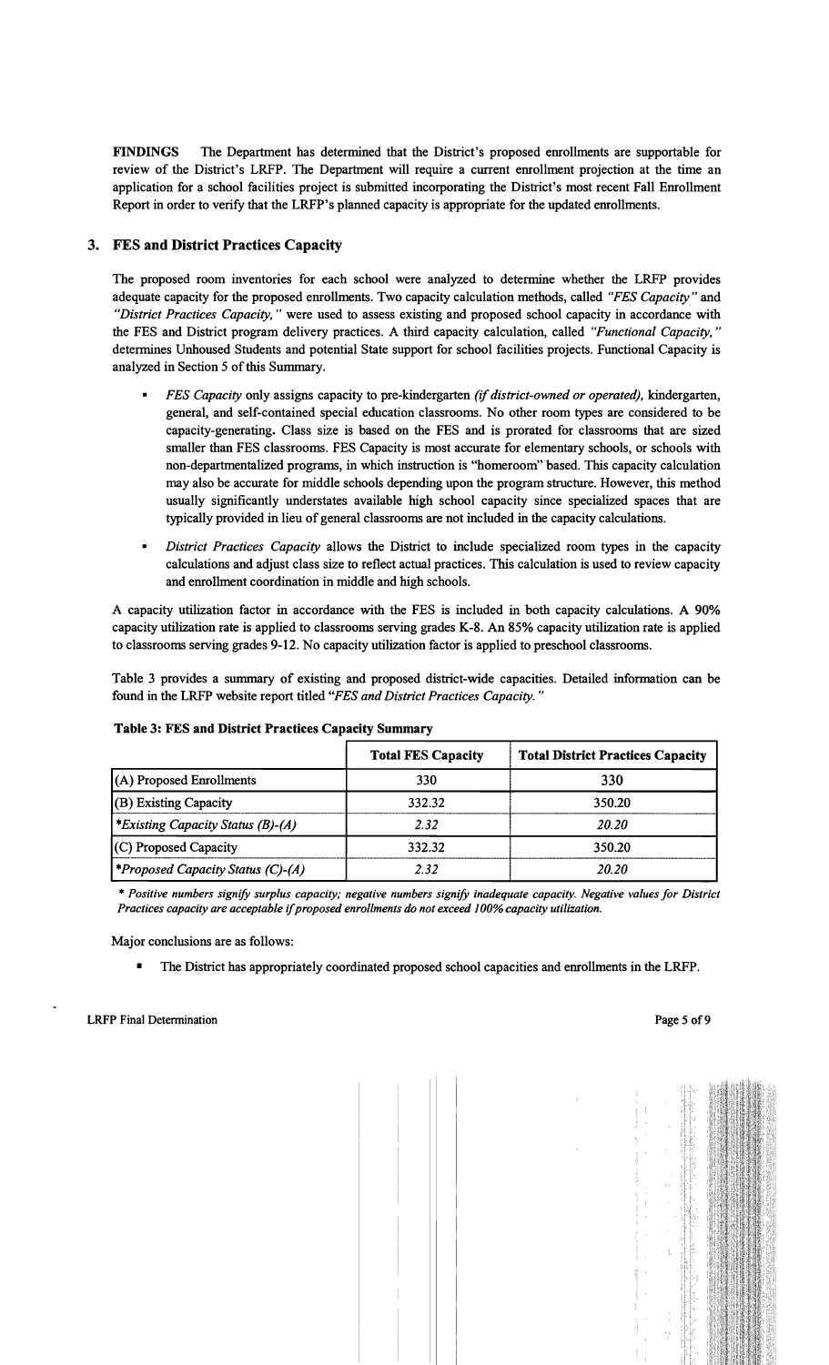**FINDINGS** The Department has determined that the District's proposed enrollments are supportable for review of the District's LRFP. The Department will require a current enrollment projection at the time an application for a school facilities project is submitted incorporating the District's most recent Fall Enrollment Report in order to verify that the LRFP's planned capacity is appropriate for the updated enrollments.

## 3. FES and District Practices Capacity

The proposed room inventories for each school were analyzed to determine whether the LRFP provides adequate capacity for the proposed enrollments. Two capacity calculation methods, called *"FES Capacity"* and *"District Practices Capacity,"* were used to assess existing and proposed school capacity in accordance with the FES and District program delivery practices. A third capacity calculation, called *"Functional Capacity,"* determines Unhoused Students and potential State support for school facilities projects. Functional Capacity is analyzed in Section 5 of this Summary.

- *FES Capacity* only assigns capacity to pre-kindergarten *(if district-owned or operated)*, kindergarten, general, and self-contained special education classrooms. No other room types are considered to be capacity-generating. Class size is based on the FES and is prorated for classrooms that are sized smaller than FES classrooms. FES Capacity is most accurate for elementary schools, or schools with non-departmentalized programs, in which instruction is "homeroom" based. This capacity calculation may also be accurate for middle schools depending upon the program structure. However, this method usually significantly understates available high school capacity since specialized spaces that are typically provided in lieu of general classrooms are not included in the capacity calculations.
- *District Practices Capacity* allows the District to include specialized room types in the capacity calculations and adjust class size to reflect actual practices. This calculation is used to review capacity and enrollment coordination in middle and high schools.

A capacity utilization factor in accordance with the FES is included in both capacity calculations. A 90% capacity utilization rate is applied to classrooms serving grades K-8. An 85% capacity utilization rate is applied to classrooms serving grades 9-12. No capacity utilization factor is applied to preschool classrooms.

Table 3 provides a summary of existing and proposed district-wide capacities. Detailed information can be found in the LRFP website report titled *"FES and District Practices Capacity."*

**Table 3: FES and District Practices Capacity Summary**

| | Total FES Capacity | Total District Practices Capacity |
|---|---|---|
| (A) Proposed Enrollments | 330 | 330 |
| (B) Existing Capacity | 332.32 | 350.20 |
| *\*Existing Capacity Status (B)-(A)* | *2.32* | *20.20* |
| (C) Proposed Capacity | 332.32 | 350.20 |
| *\*Proposed Capacity Status (C)-(A)* | *2.32* | *20.20* |

*\* Positive numbers signify surplus capacity; negative numbers signify inadequate capacity. Negative values for District Practices capacity are acceptable if proposed enrollments do not exceed 100% capacity utilization.*

Major conclusions are as follows:

- The District has appropriately coordinated proposed school capacities and enrollments in the LRFP.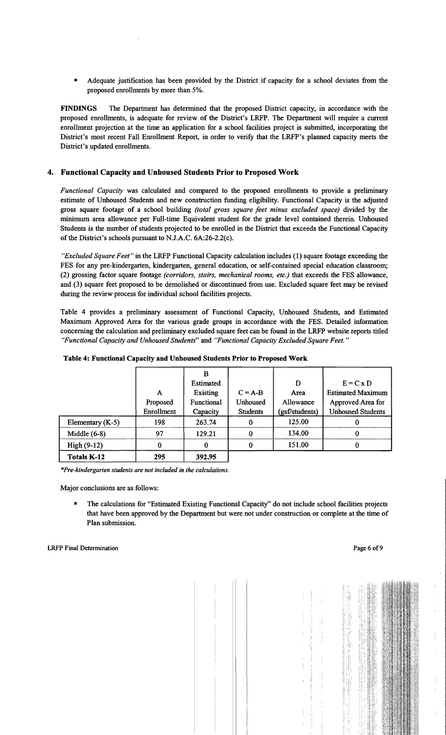- Adequate justification has been provided by the District if capacity for a school deviates from the proposed enrollments by more than 5%.

**FINDINGS** The Department has determined that the proposed District capacity, in accordance with the proposed enrollments, is adequate for review of the District's LRFP. The Department will require a current enrollment projection at the time an application for a school facilities project is submitted, incorporating the District's most recent Fall Enrollment Report, in order to verify that the LRFP's planned capacity meets the District's updated enrollments.

## 4. Functional Capacity and Unhoused Students Prior to Proposed Work

*Functional Capacity* was calculated and compared to the proposed enrollments to provide a preliminary estimate of Unhoused Students and new construction funding eligibility. Functional Capacity is the adjusted gross square footage of a school building *(total gross square feet minus excluded space)* divided by the minimum area allowance per Full-time Equivalent student for the grade level contained therein. Unhoused Students is the number of students projected to be enrolled in the District that exceeds the Functional Capacity of the District's schools pursuant to N.J.A.C. 6A:26-2.2(c).

*"Excluded Square Feet"* in the LRFP Functional Capacity calculation includes (1) square footage exceeding the FES for any pre-kindergarten, kindergarten, general education, or self-contained special education classroom; (2) grossing factor square footage *(corridors, stairs, mechanical rooms, etc.)* that exceeds the FES allowance, and (3) square feet proposed to be demolished or discontinued from use. Excluded square feet may be revised during the review process for individual school facilities projects.

Table 4 provides a preliminary assessment of Functional Capacity, Unhoused Students, and Estimated Maximum Approved Area for the various grade groups in accordance with the FES. Detailed information concerning the calculation and preliminary excluded square feet can be found in the LRFP website reports titled *"Functional Capacity and Unhoused Students"* and *"Functional Capacity Excluded Square Feet."*

**Table 4: Functional Capacity and Unhoused Students Prior to Proposed Work**

| | A<br>Proposed Enrollment | B<br>Estimated Existing Functional Capacity | C = A-B<br>Unhoused Students | D<br>Area Allowance (gsf/students) | E = C x D<br>Estimated Maximum Approved Area for Unhoused Students |
|---|---|---|---|---|---|
| Elementary (K-5) | 198 | 263.74 | 0 | 125.00 | 0 |
| Middle (6-8) | 97 | 129.21 | 0 | 134.00 | 0 |
| High (9-12) | 0 | 0 | 0 | 151.00 | 0 |
| **Totals K-12** | 295 | 392.95 | | | |

*\*Pre-kindergarten students are not included in the calculations.*

Major conclusions are as follows:

- The calculations for "Estimated Existing Functional Capacity" do not include school facilities projects that have been approved by the Department but were not under construction or complete at the time of Plan submission.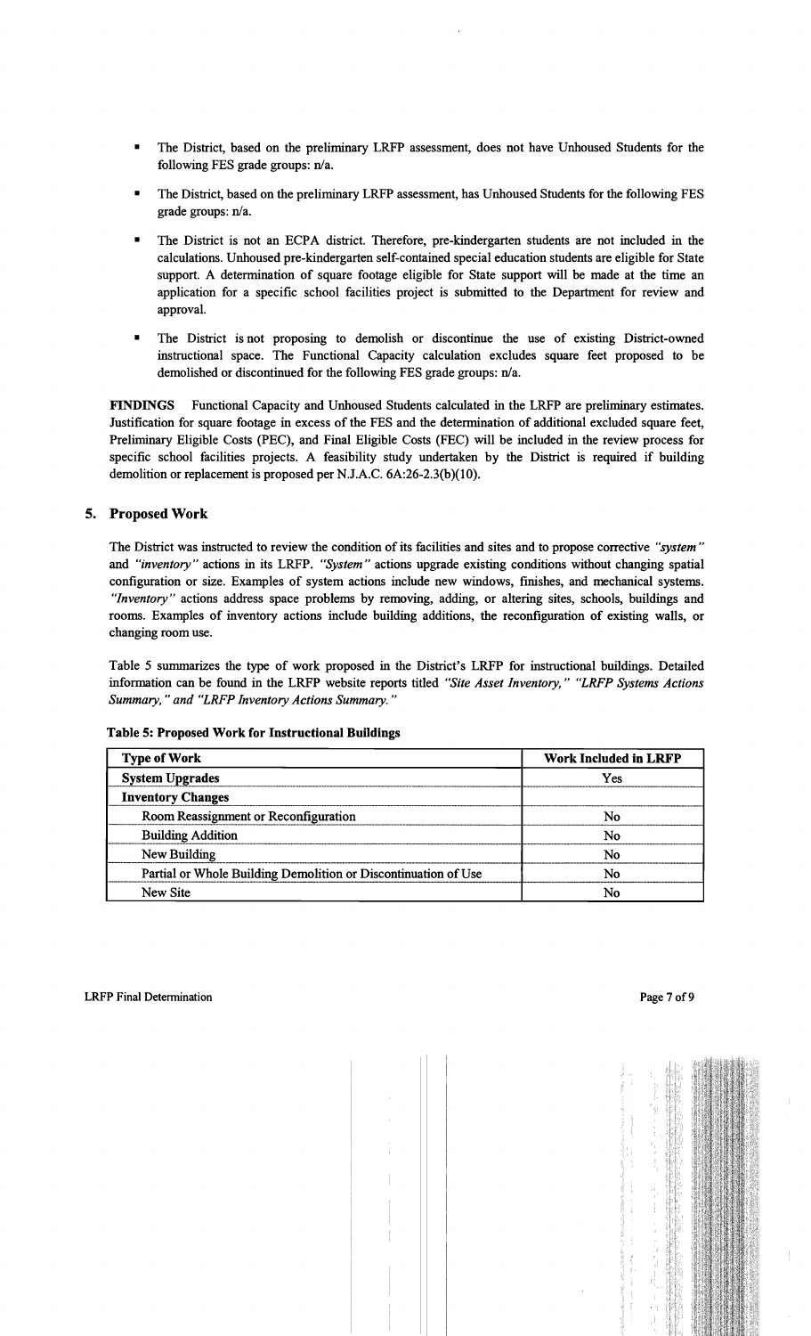- The District, based on the preliminary LRFP assessment, does not have Unhoused Students for the following FES grade groups: n/a.

- The District, based on the preliminary LRFP assessment, has Unhoused Students for the following FES grade groups: n/a.

- The District is not an ECPA district. Therefore, pre-kindergarten students are not included in the calculations. Unhoused pre-kindergarten self-contained special education students are eligible for State support. A determination of square footage eligible for State support will be made at the time an application for a specific school facilities project is submitted to the Department for review and approval.

- The District is not proposing to demolish or discontinue the use of existing District-owned instructional space. The Functional Capacity calculation excludes square feet proposed to be demolished or discontinued for the following FES grade groups: n/a.

**FINDINGS** Functional Capacity and Unhoused Students calculated in the LRFP are preliminary estimates. Justification for square footage in excess of the FES and the determination of additional excluded square feet, Preliminary Eligible Costs (PEC), and Final Eligible Costs (FEC) will be included in the review process for specific school facilities projects. A feasibility study undertaken by the District is required if building demolition or replacement is proposed per N.J.A.C. 6A:26-2.3(b)(10).

## 5. Proposed Work

The District was instructed to review the condition of its facilities and sites and to propose corrective *"system"* and *"inventory"* actions in its LRFP. *"System"* actions upgrade existing conditions without changing spatial configuration or size. Examples of system actions include new windows, finishes, and mechanical systems. *"Inventory"* actions address space problems by removing, adding, or altering sites, schools, buildings and rooms. Examples of inventory actions include building additions, the reconfiguration of existing walls, or changing room use.

Table 5 summarizes the type of work proposed in the District's LRFP for instructional buildings. Detailed information can be found in the LRFP website reports titled *"Site Asset Inventory," "LRFP Systems Actions Summary,"* and *"LRFP Inventory Actions Summary."*

**Table 5: Proposed Work for Instructional Buildings**

| Type of Work | Work Included in LRFP |
|---|---|
| **System Upgrades** | Yes |
| **Inventory Changes** | |
| Room Reassignment or Reconfiguration | No |
| Building Addition | No |
| New Building | No |
| Partial or Whole Building Demolition or Discontinuation of Use | No |
| New Site | No |

LRFP Final Determination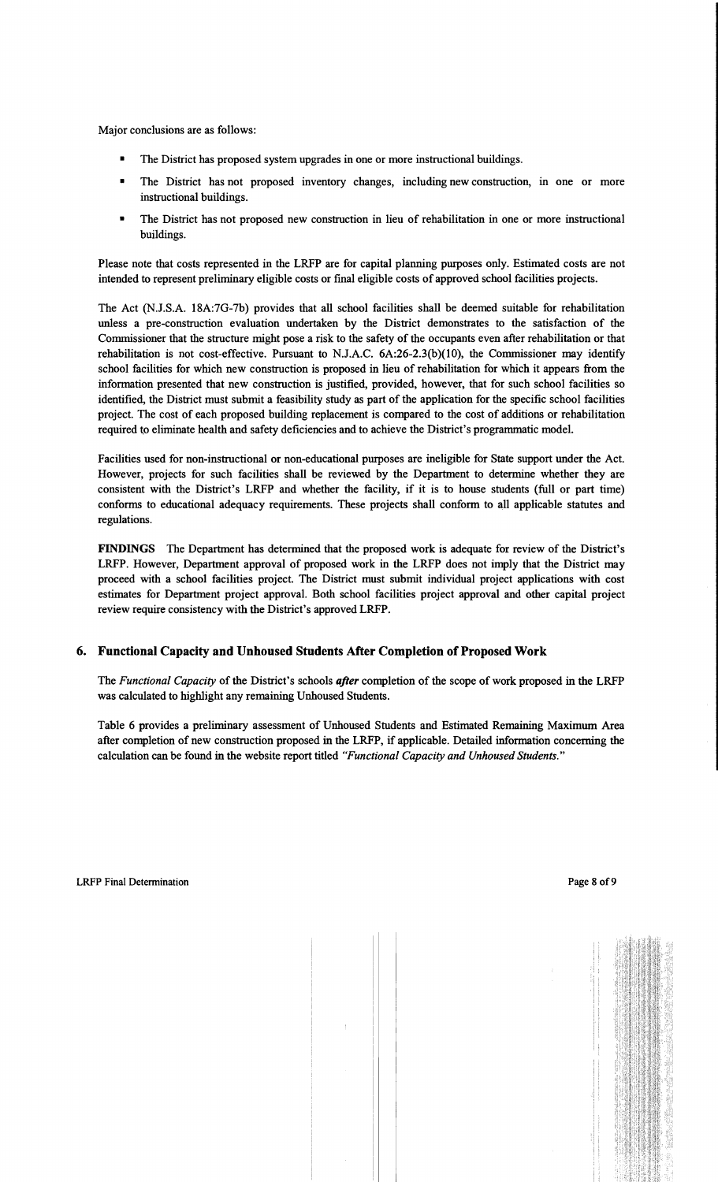Major conclusions are as follows:

- The District has proposed system upgrades in one or more instructional buildings.
- The District has not proposed inventory changes, including new construction, in one or more instructional buildings.
- The District has not proposed new construction in lieu of rehabilitation in one or more instructional buildings.

Please note that costs represented in the LRFP are for capital planning purposes only. Estimated costs are not intended to represent preliminary eligible costs or final eligible costs of approved school facilities projects.

The Act (N.J.S.A. 18A:7G-7b) provides that all school facilities shall be deemed suitable for rehabilitation unless a pre-construction evaluation undertaken by the District demonstrates to the satisfaction of the Commissioner that the structure might pose a risk to the safety of the occupants even after rehabilitation or that rehabilitation is not cost-effective. Pursuant to N.J.A.C. 6A:26-2.3(b)(10), the Commissioner may identify school facilities for which new construction is proposed in lieu of rehabilitation for which it appears from the information presented that new construction is justified, provided, however, that for such school facilities so identified, the District must submit a feasibility study as part of the application for the specific school facilities project. The cost of each proposed building replacement is compared to the cost of additions or rehabilitation required to eliminate health and safety deficiencies and to achieve the District's programmatic model.

Facilities used for non-instructional or non-educational purposes are ineligible for State support under the Act. However, projects for such facilities shall be reviewed by the Department to determine whether they are consistent with the District's LRFP and whether the facility, if it is to house students (full or part time) conforms to educational adequacy requirements. These projects shall conform to all applicable statutes and regulations.

**FINDINGS** The Department has determined that the proposed work is adequate for review of the District's LRFP. However, Department approval of proposed work in the LRFP does not imply that the District may proceed with a school facilities project. The District must submit individual project applications with cost estimates for Department project approval. Both school facilities project approval and other capital project review require consistency with the District's approved LRFP.

## 6. Functional Capacity and Unhoused Students After Completion of Proposed Work

The *Functional Capacity* of the District's schools ***after*** completion of the scope of work proposed in the LRFP was calculated to highlight any remaining Unhoused Students.

Table 6 provides a preliminary assessment of Unhoused Students and Estimated Remaining Maximum Area after completion of new construction proposed in the LRFP, if applicable. Detailed information concerning the calculation can be found in the website report titled *"Functional Capacity and Unhoused Students."*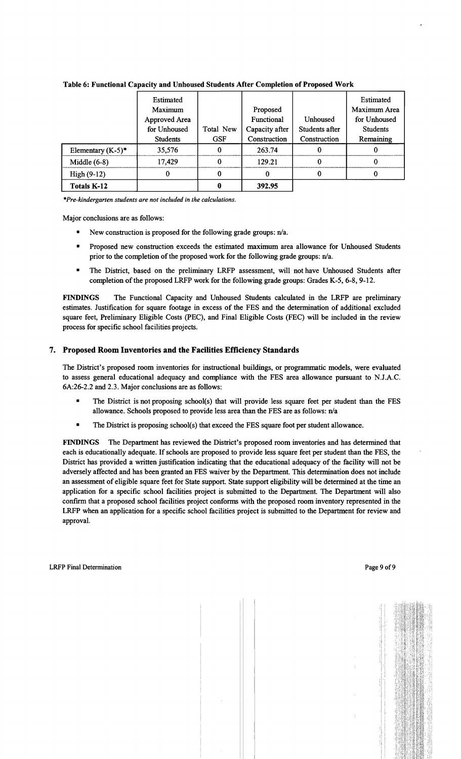**Table 6: Functional Capacity and Unhoused Students After Completion of Proposed Work**

| | Estimated Maximum Approved Area for Unhoused Students | Total New GSF | Proposed Functional Capacity after Construction | Unhoused Students after Construction | Estimated Maximum Area for Unhoused Students Remaining |
|---|---|---|---|---|---|
| Elementary (K-5)* | 35,576 | 0 | 263.74 | 0 | 0 |
| Middle (6-8) | 17,429 | 0 | 129.21 | 0 | 0 |
| High (9-12) | 0 | 0 | 0 | 0 | 0 |
| **Totals K-12** | | 0 | 392.95 | | |

*\*Pre-kindergarten students are not included in the calculations.*

Major conclusions are as follows:

- New construction is proposed for the following grade groups: n/a.
- Proposed new construction exceeds the estimated maximum area allowance for Unhoused Students prior to the completion of the proposed work for the following grade groups: n/a.
- The District, based on the preliminary LRFP assessment, will not have Unhoused Students after completion of the proposed LRFP work for the following grade groups: Grades K-5, 6-8, 9-12.

**FINDINGS** The Functional Capacity and Unhoused Students calculated in the LRFP are preliminary estimates. Justification for square footage in excess of the FES and the determination of additional excluded square feet, Preliminary Eligible Costs (PEC), and Final Eligible Costs (FEC) will be included in the review process for specific school facilities projects.

## 7. Proposed Room Inventories and the Facilities Efficiency Standards

The District's proposed room inventories for instructional buildings, or programmatic models, were evaluated to assess general educational adequacy and compliance with the FES area allowance pursuant to N.J.A.C. 6A:26-2.2 and 2.3. Major conclusions are as follows:

- The District is not proposing school(s) that will provide less square feet per student than the FES allowance. Schools proposed to provide less area than the FES are as follows: n/a
- The District is proposing school(s) that exceed the FES square foot per student allowance.

**FINDINGS** The Department has reviewed the District's proposed room inventories and has determined that each is educationally adequate. If schools are proposed to provide less square feet per student than the FES, the District has provided a written justification indicating that the educational adequacy of the facility will not be adversely affected and has been granted an FES waiver by the Department. This determination does not include an assessment of eligible square feet for State support. State support eligibility will be determined at the time an application for a specific school facilities project is submitted to the Department. The Department will also confirm that a proposed school facilities project conforms with the proposed room inventory represented in the LRFP when an application for a specific school facilities project is submitted to the Department for review and approval.